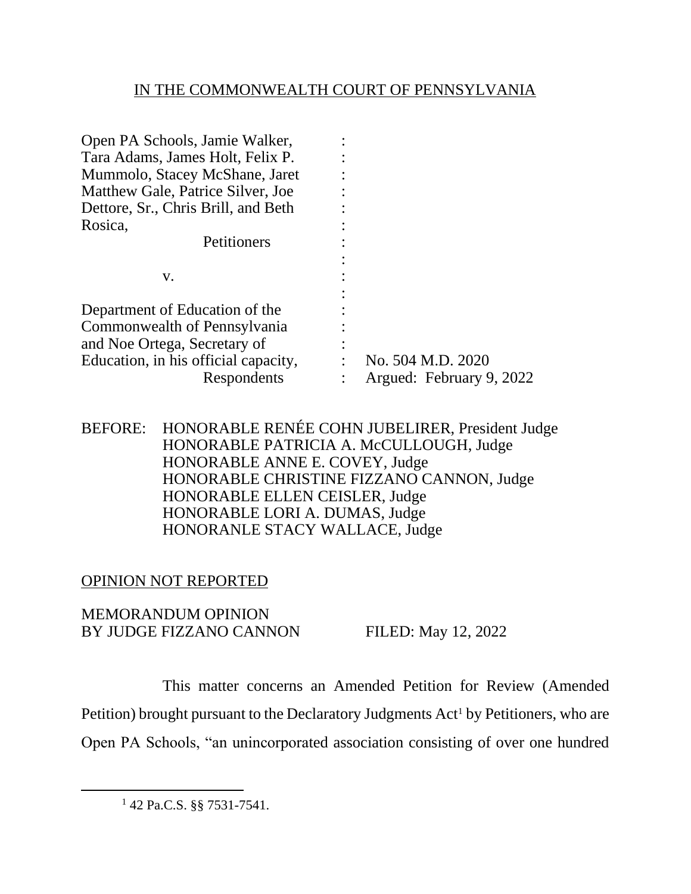IN THE COMMONWEALTH COURT OF PENNSYLVANIA

Open PA Schools, Jamie Walker, Tara Adams, James Holt, Felix P. Mummolo, Stacey McShane, Jaret Matthew Gale, Patrice Silver, Joe Dettore, Sr., Chris Brill, and Beth Rosica,
Petitioners

v.

Department of Education of the Commonwealth of Pennsylvania and Noe Ortega, Secretary of Education, in his official capacity,
Respondents

No. 504 M.D. 2020
Argued: February 9, 2022

BEFORE: HONORABLE RENÉE COHN JUBELIRER, President Judge
HONORABLE PATRICIA A. McCULLOUGH, Judge
HONORABLE ANNE E. COVEY, Judge
HONORABLE CHRISTINE FIZZANO CANNON, Judge
HONORABLE ELLEN CEISLER, Judge
HONORABLE LORI A. DUMAS, Judge
HONORANLE STACY WALLACE, Judge

OPINION NOT REPORTED

MEMORANDUM OPINION
BY JUDGE FIZZANO CANNON FILED: May 12, 2022

This matter concerns an Amended Petition for Review (Amended Petition) brought pursuant to the Declaratory Judgments Act[1] by Petitioners, who are Open PA Schools, "an unincorporated association consisting of over one hundred

[1] 42 Pa.C.S. §§ 7531-7541.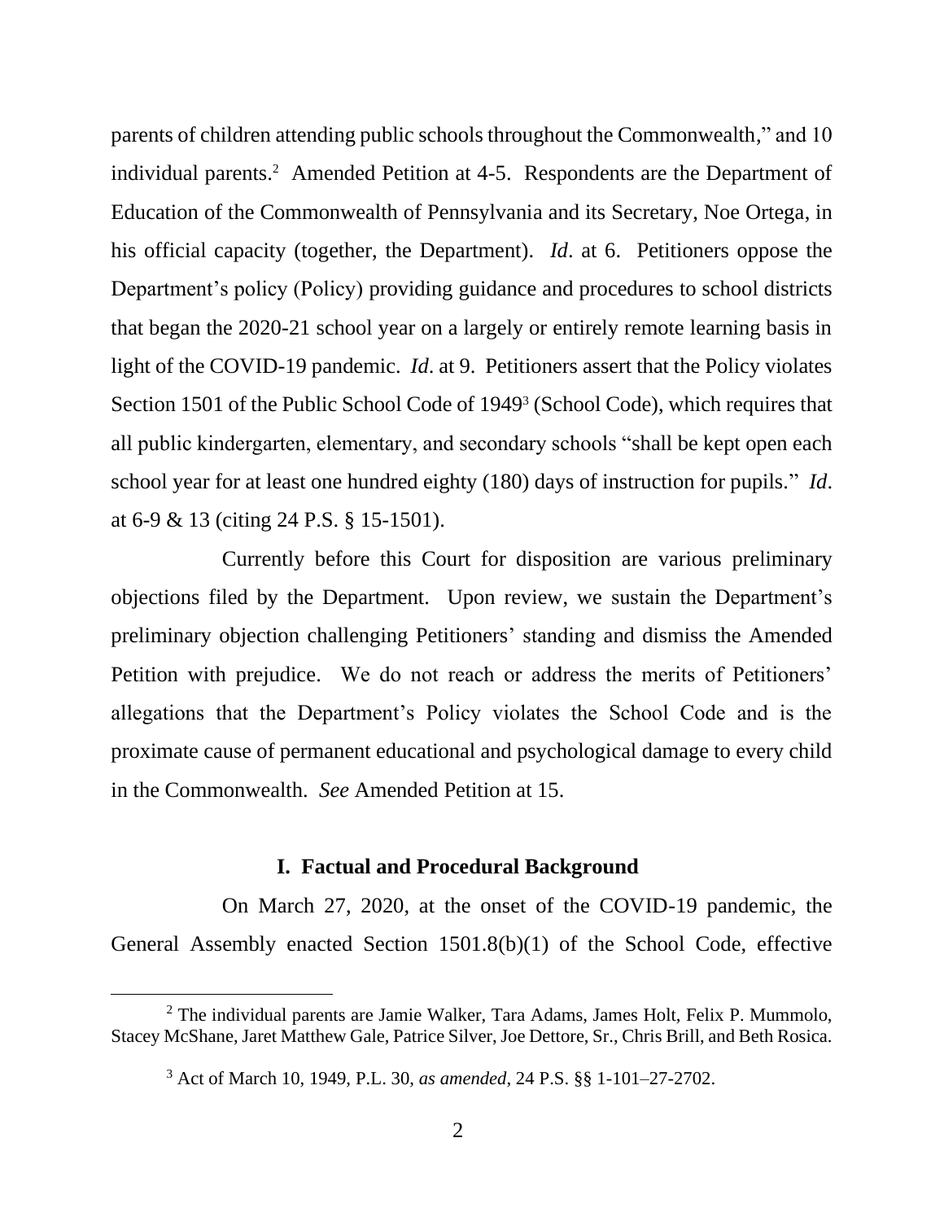parents of children attending public schools throughout the Commonwealth," and 10 individual parents.[2] Amended Petition at 4-5. Respondents are the Department of Education of the Commonwealth of Pennsylvania and its Secretary, Noe Ortega, in his official capacity (together, the Department). *Id*. at 6. Petitioners oppose the Department's policy (Policy) providing guidance and procedures to school districts that began the 2020-21 school year on a largely or entirely remote learning basis in light of the COVID-19 pandemic. *Id*. at 9. Petitioners assert that the Policy violates Section 1501 of the Public School Code of 1949[3] (School Code), which requires that all public kindergarten, elementary, and secondary schools "shall be kept open each school year for at least one hundred eighty (180) days of instruction for pupils." *Id*. at 6-9 & 13 (citing 24 P.S. § 15-1501).

Currently before this Court for disposition are various preliminary objections filed by the Department. Upon review, we sustain the Department's preliminary objection challenging Petitioners' standing and dismiss the Amended Petition with prejudice. We do not reach or address the merits of Petitioners' allegations that the Department's Policy violates the School Code and is the proximate cause of permanent educational and psychological damage to every child in the Commonwealth. *See* Amended Petition at 15.

### I. Factual and Procedural Background

On March 27, 2020, at the onset of the COVID-19 pandemic, the General Assembly enacted Section 1501.8(b)(1) of the School Code, effective

---

[2] The individual parents are Jamie Walker, Tara Adams, James Holt, Felix P. Mummolo, Stacey McShane, Jaret Matthew Gale, Patrice Silver, Joe Dettore, Sr., Chris Brill, and Beth Rosica.

[3] Act of March 10, 1949, P.L. 30, *as amended*, 24 P.S. §§ 1-101–27-2702.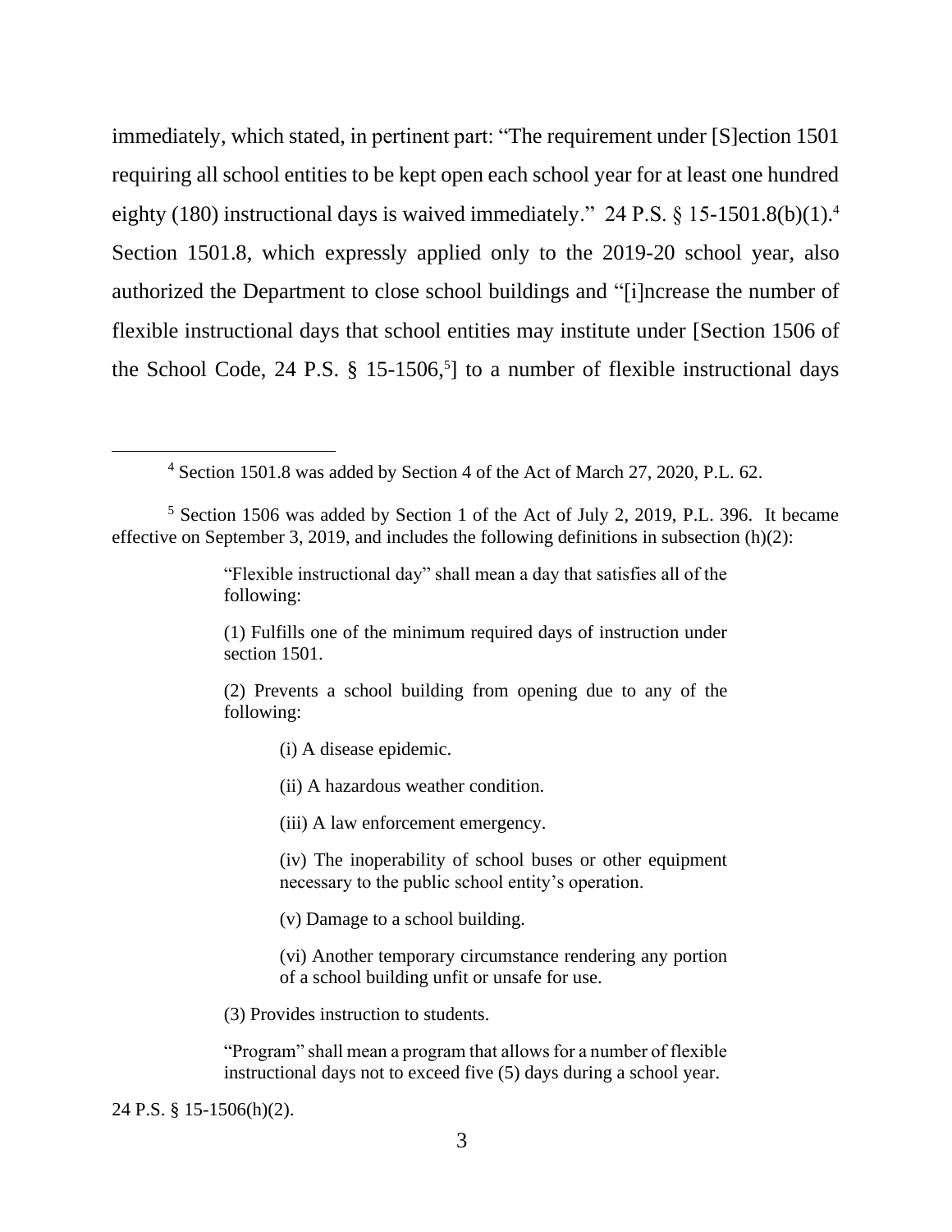immediately, which stated, in pertinent part: "The requirement under [S]ection 1501 requiring all school entities to be kept open each school year for at least one hundred eighty (180) instructional days is waived immediately." 24 P.S. § 15-1501.8(b)(1).[4] Section 1501.8, which expressly applied only to the 2019-20 school year, also authorized the Department to close school buildings and "[i]ncrease the number of flexible instructional days that school entities may institute under [Section 1506 of the School Code, 24 P.S. § 15-1506,[5]] to a number of flexible instructional days

---

[4] Section 1501.8 was added by Section 4 of the Act of March 27, 2020, P.L. 62.

[5] Section 1506 was added by Section 1 of the Act of July 2, 2019, P.L. 396. It became effective on September 3, 2019, and includes the following definitions in subsection (h)(2):

> "Flexible instructional day" shall mean a day that satisfies all of the following:
>
> (1) Fulfills one of the minimum required days of instruction under section 1501.
>
> (2) Prevents a school building from opening due to any of the following:
>
> > (i) A disease epidemic.
> >
> > (ii) A hazardous weather condition.
> >
> > (iii) A law enforcement emergency.
> >
> > (iv) The inoperability of school buses or other equipment necessary to the public school entity's operation.
> >
> > (v) Damage to a school building.
> >
> > (vi) Another temporary circumstance rendering any portion of a school building unfit or unsafe for use.
>
> (3) Provides instruction to students.
>
> "Program" shall mean a program that allows for a number of flexible instructional days not to exceed five (5) days during a school year.

24 P.S. § 15-1506(h)(2).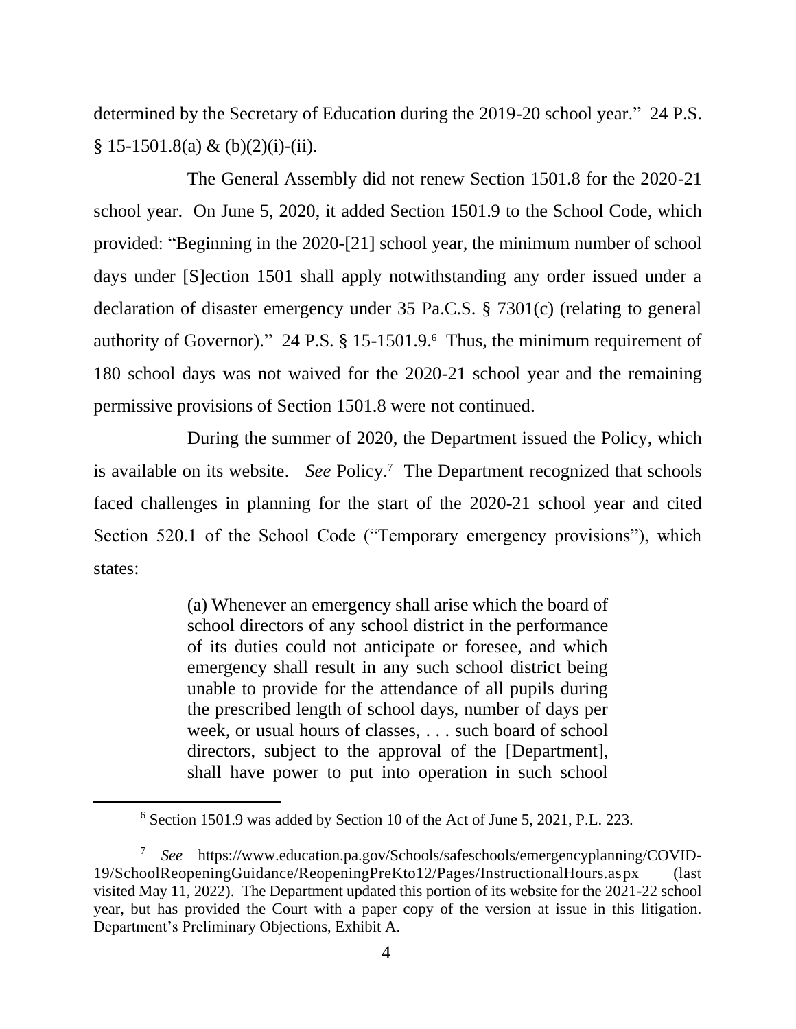determined by the Secretary of Education during the 2019-20 school year." 24 P.S. § 15-1501.8(a) & (b)(2)(i)-(ii).

The General Assembly did not renew Section 1501.8 for the 2020-21 school year. On June 5, 2020, it added Section 1501.9 to the School Code, which provided: "Beginning in the 2020-[21] school year, the minimum number of school days under [S]ection 1501 shall apply notwithstanding any order issued under a declaration of disaster emergency under 35 Pa.C.S. § 7301(c) (relating to general authority of Governor)." 24 P.S. § 15-1501.9.[6] Thus, the minimum requirement of 180 school days was not waived for the 2020-21 school year and the remaining permissive provisions of Section 1501.8 were not continued.

During the summer of 2020, the Department issued the Policy, which is available on its website. *See* Policy.[7] The Department recognized that schools faced challenges in planning for the start of the 2020-21 school year and cited Section 520.1 of the School Code ("Temporary emergency provisions"), which states:

> (a) Whenever an emergency shall arise which the board of school directors of any school district in the performance of its duties could not anticipate or foresee, and which emergency shall result in any such school district being unable to provide for the attendance of all pupils during the prescribed length of school days, number of days per week, or usual hours of classes, . . . such board of school directors, subject to the approval of the [Department], shall have power to put into operation in such school

---

[6] Section 1501.9 was added by Section 10 of the Act of June 5, 2021, P.L. 223.

[7] *See* https://www.education.pa.gov/Schools/safeschools/emergencyplanning/COVID-19/SchoolReopeningGuidance/ReopeningPreKto12/Pages/InstructionalHours.aspx (last visited May 11, 2022). The Department updated this portion of its website for the 2021-22 school year, but has provided the Court with a paper copy of the version at issue in this litigation. Department's Preliminary Objections, Exhibit A.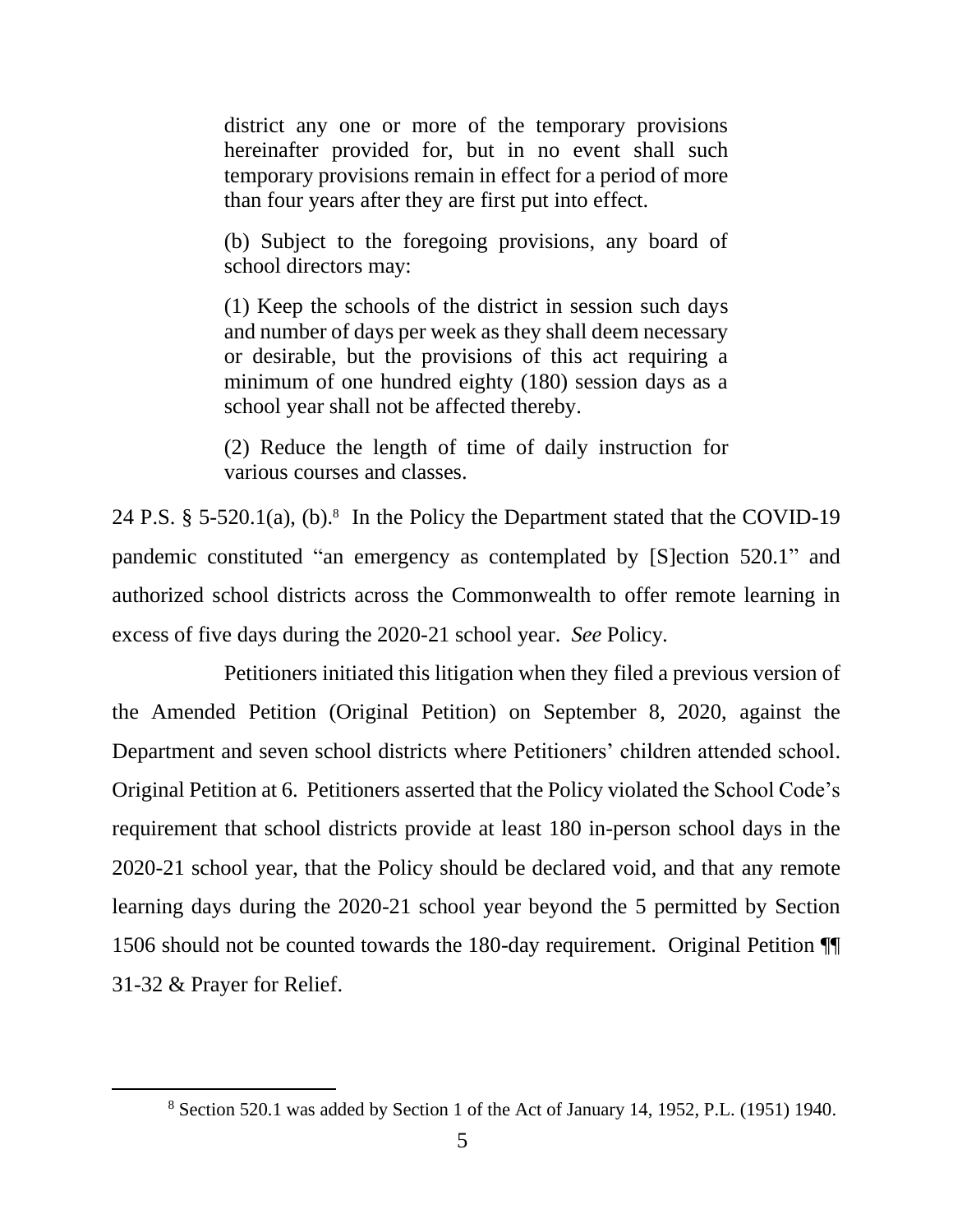> district any one or more of the temporary provisions hereinafter provided for, but in no event shall such temporary provisions remain in effect for a period of more than four years after they are first put into effect.
>
> (b) Subject to the foregoing provisions, any board of school directors may:
>
> (1) Keep the schools of the district in session such days and number of days per week as they shall deem necessary or desirable, but the provisions of this act requiring a minimum of one hundred eighty (180) session days as a school year shall not be affected thereby.
>
> (2) Reduce the length of time of daily instruction for various courses and classes.

24 P.S. § 5-520.1(a), (b).[8] In the Policy the Department stated that the COVID-19 pandemic constituted "an emergency as contemplated by [S]ection 520.1" and authorized school districts across the Commonwealth to offer remote learning in excess of five days during the 2020-21 school year. *See* Policy.

Petitioners initiated this litigation when they filed a previous version of the Amended Petition (Original Petition) on September 8, 2020, against the Department and seven school districts where Petitioners' children attended school. Original Petition at 6. Petitioners asserted that the Policy violated the School Code's requirement that school districts provide at least 180 in-person school days in the 2020-21 school year, that the Policy should be declared void, and that any remote learning days during the 2020-21 school year beyond the 5 permitted by Section 1506 should not be counted towards the 180-day requirement. Original Petition ¶¶ 31-32 & Prayer for Relief.

---

[8] Section 520.1 was added by Section 1 of the Act of January 14, 1952, P.L. (1951) 1940.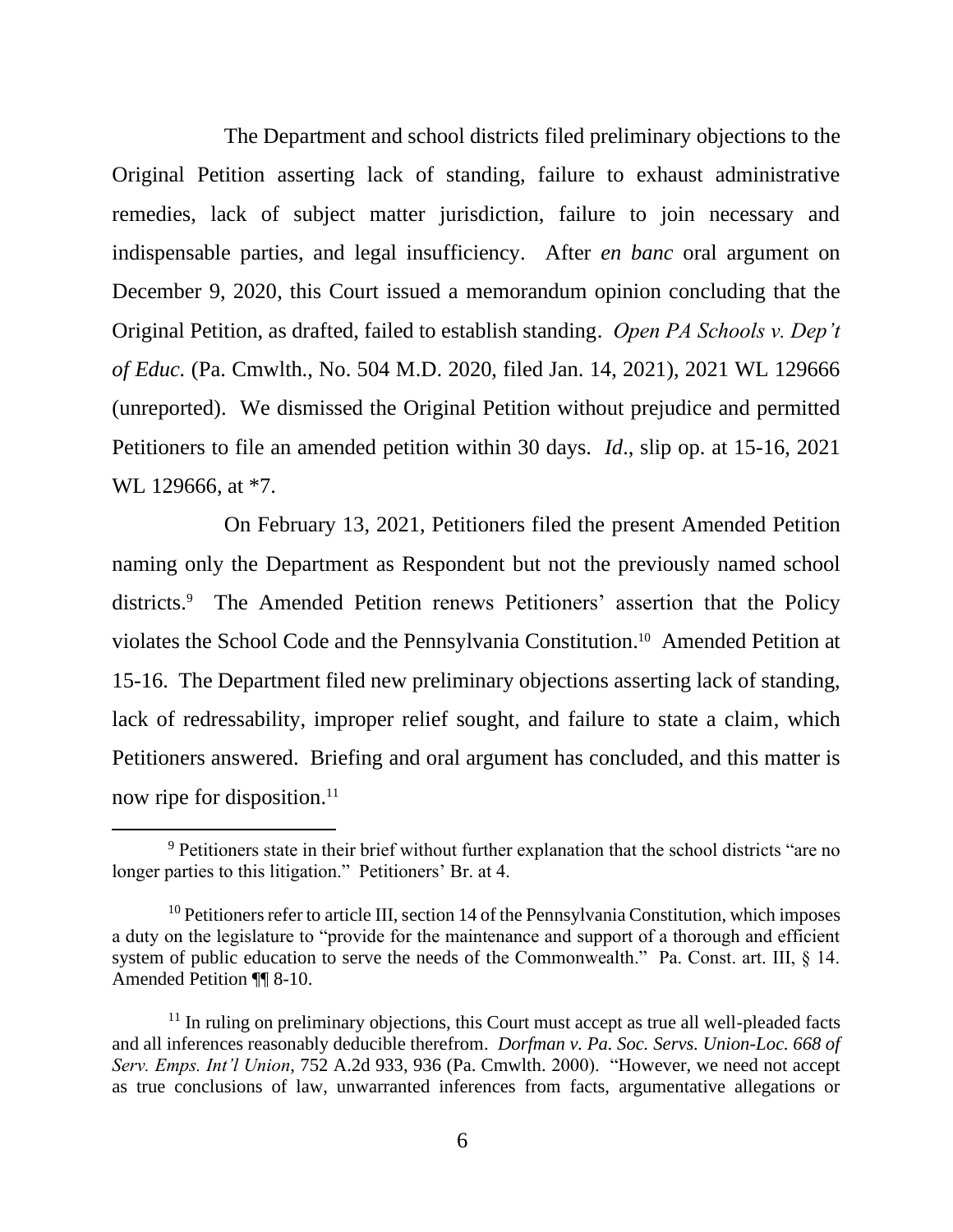The Department and school districts filed preliminary objections to the Original Petition asserting lack of standing, failure to exhaust administrative remedies, lack of subject matter jurisdiction, failure to join necessary and indispensable parties, and legal insufficiency. After *en banc* oral argument on December 9, 2020, this Court issued a memorandum opinion concluding that the Original Petition, as drafted, failed to establish standing. *Open PA Schools v. Dep't of Educ.* (Pa. Cmwlth., No. 504 M.D. 2020, filed Jan. 14, 2021), 2021 WL 129666 (unreported). We dismissed the Original Petition without prejudice and permitted Petitioners to file an amended petition within 30 days. *Id*., slip op. at 15-16, 2021 WL 129666, at *7.

On February 13, 2021, Petitioners filed the present Amended Petition naming only the Department as Respondent but not the previously named school districts.[9] The Amended Petition renews Petitioners' assertion that the Policy violates the School Code and the Pennsylvania Constitution.[10] Amended Petition at 15-16. The Department filed new preliminary objections asserting lack of standing, lack of redressability, improper relief sought, and failure to state a claim, which Petitioners answered. Briefing and oral argument has concluded, and this matter is now ripe for disposition.[11]

---

[9] Petitioners state in their brief without further explanation that the school districts "are no longer parties to this litigation." Petitioners' Br. at 4.

[10] Petitioners refer to article III, section 14 of the Pennsylvania Constitution, which imposes a duty on the legislature to "provide for the maintenance and support of a thorough and efficient system of public education to serve the needs of the Commonwealth." Pa. Const. art. III, § 14. Amended Petition ¶¶ 8-10.

[11] In ruling on preliminary objections, this Court must accept as true all well-pleaded facts and all inferences reasonably deducible therefrom. *Dorfman v. Pa. Soc. Servs. Union-Loc. 668 of Serv. Emps. Int'l Union*, 752 A.2d 933, 936 (Pa. Cmwlth. 2000). "However, we need not accept as true conclusions of law, unwarranted inferences from facts, argumentative allegations or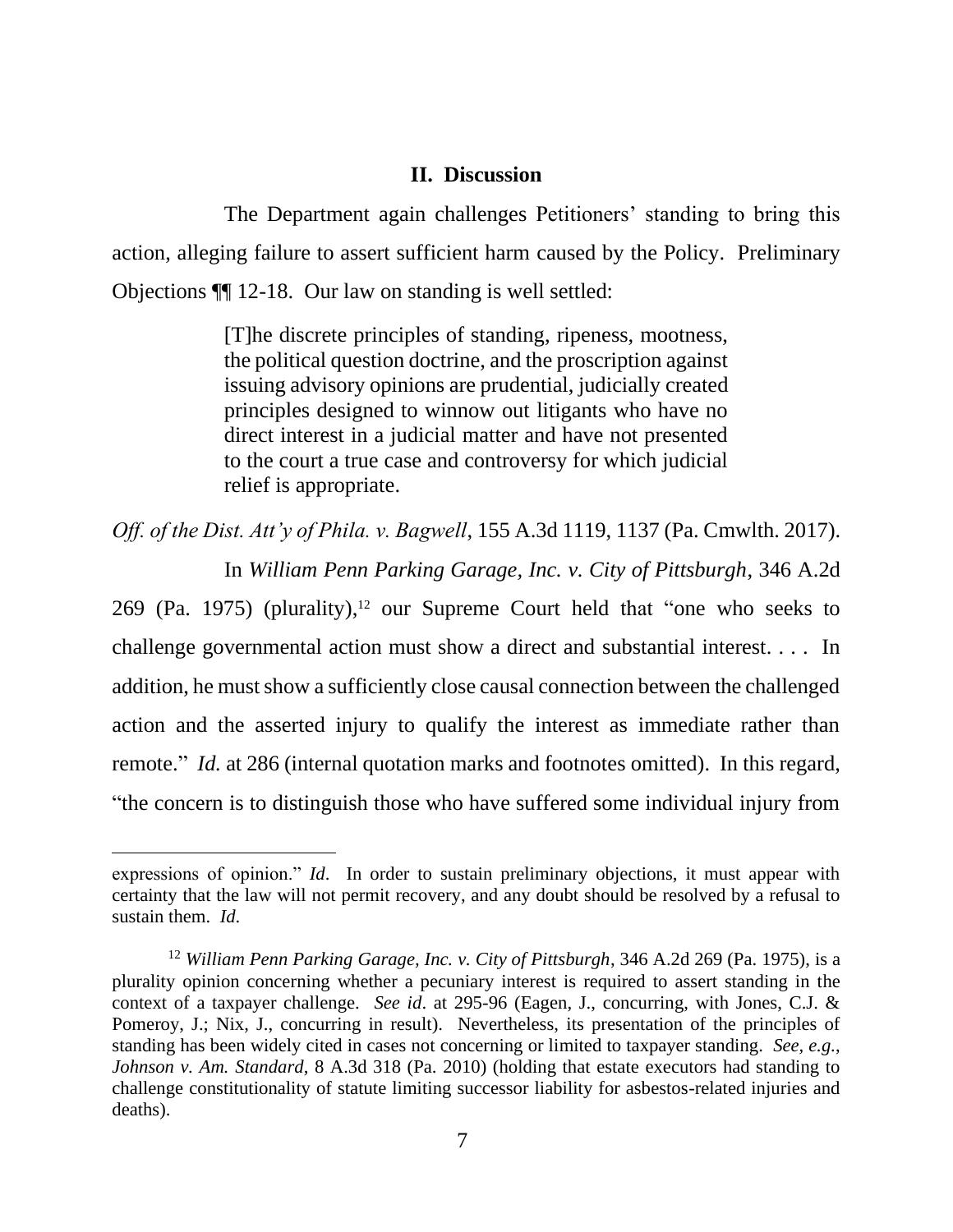## II. Discussion

The Department again challenges Petitioners' standing to bring this action, alleging failure to assert sufficient harm caused by the Policy. Preliminary Objections ¶¶ 12-18. Our law on standing is well settled:

> [T]he discrete principles of standing, ripeness, mootness, the political question doctrine, and the proscription against issuing advisory opinions are prudential, judicially created principles designed to winnow out litigants who have no direct interest in a judicial matter and have not presented to the court a true case and controversy for which judicial relief is appropriate.

*Off. of the Dist. Att'y of Phila. v. Bagwell*, 155 A.3d 1119, 1137 (Pa. Cmwlth. 2017).

In *William Penn Parking Garage, Inc. v. City of Pittsburgh*, 346 A.2d 269 (Pa. 1975) (plurality),[12] our Supreme Court held that "one who seeks to challenge governmental action must show a direct and substantial interest. . . . In addition, he must show a sufficiently close causal connection between the challenged action and the asserted injury to qualify the interest as immediate rather than remote." *Id.* at 286 (internal quotation marks and footnotes omitted). In this regard, "the concern is to distinguish those who have suffered some individual injury from

---

expressions of opinion." *Id*. In order to sustain preliminary objections, it must appear with certainty that the law will not permit recovery, and any doubt should be resolved by a refusal to sustain them. *Id*.

[12] *William Penn Parking Garage, Inc. v. City of Pittsburgh*, 346 A.2d 269 (Pa. 1975), is a plurality opinion concerning whether a pecuniary interest is required to assert standing in the context of a taxpayer challenge. *See id*. at 295-96 (Eagen, J., concurring, with Jones, C.J. & Pomeroy, J.; Nix, J., concurring in result). Nevertheless, its presentation of the principles of standing has been widely cited in cases not concerning or limited to taxpayer standing. *See, e.g.*, *Johnson v. Am. Standard*, 8 A.3d 318 (Pa. 2010) (holding that estate executors had standing to challenge constitutionality of statute limiting successor liability for asbestos-related injuries and deaths).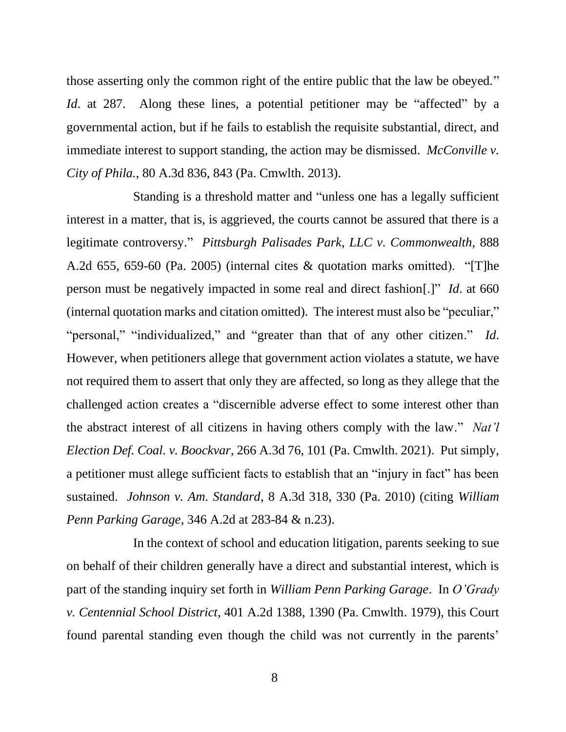those asserting only the common right of the entire public that the law be obeyed." *Id*. at 287. Along these lines, a potential petitioner may be "affected" by a governmental action, but if he fails to establish the requisite substantial, direct, and immediate interest to support standing, the action may be dismissed. *McConville v. City of Phila.*, 80 A.3d 836, 843 (Pa. Cmwlth. 2013).

Standing is a threshold matter and "unless one has a legally sufficient interest in a matter, that is, is aggrieved, the courts cannot be assured that there is a legitimate controversy." *Pittsburgh Palisades Park, LLC v. Commonwealth*, 888 A.2d 655, 659-60 (Pa. 2005) (internal cites & quotation marks omitted). "[T]he person must be negatively impacted in some real and direct fashion[.]" *Id*. at 660 (internal quotation marks and citation omitted). The interest must also be "peculiar," "personal," "individualized," and "greater than that of any other citizen." *Id*. However, when petitioners allege that government action violates a statute, we have not required them to assert that only they are affected, so long as they allege that the challenged action creates a "discernible adverse effect to some interest other than the abstract interest of all citizens in having others comply with the law." *Nat'l Election Def. Coal. v. Boockvar*, 266 A.3d 76, 101 (Pa. Cmwlth. 2021). Put simply, a petitioner must allege sufficient facts to establish that an "injury in fact" has been sustained. *Johnson v. Am. Standard*, 8 A.3d 318, 330 (Pa. 2010) (citing *William Penn Parking Garage*, 346 A.2d at 283-84 & n.23).

In the context of school and education litigation, parents seeking to sue on behalf of their children generally have a direct and substantial interest, which is part of the standing inquiry set forth in *William Penn Parking Garage*. In *O'Grady v. Centennial School District*, 401 A.2d 1388, 1390 (Pa. Cmwlth. 1979), this Court found parental standing even though the child was not currently in the parents'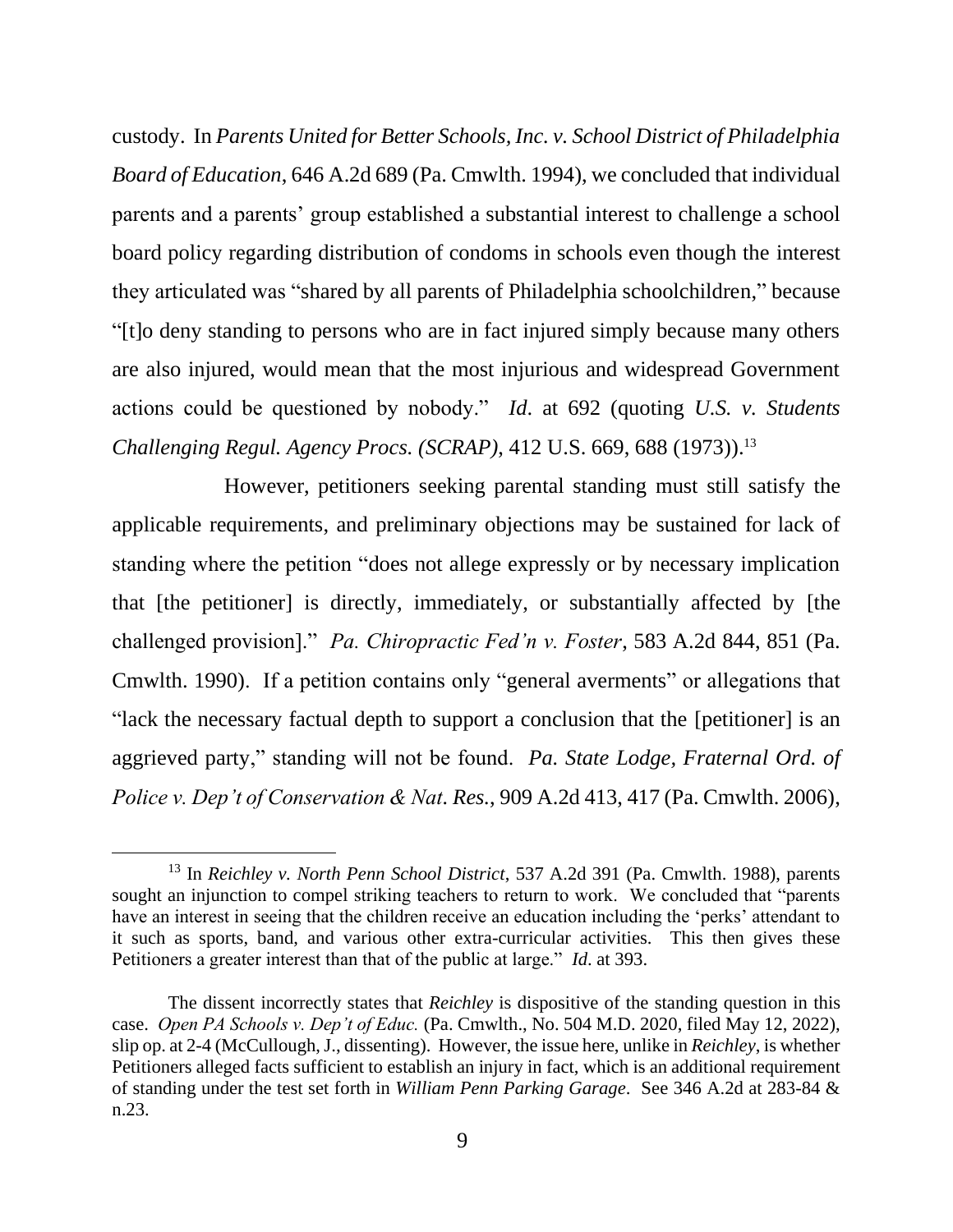custody. In *Parents United for Better Schools, Inc. v. School District of Philadelphia Board of Education*, 646 A.2d 689 (Pa. Cmwlth. 1994), we concluded that individual parents and a parents' group established a substantial interest to challenge a school board policy regarding distribution of condoms in schools even though the interest they articulated was "shared by all parents of Philadelphia schoolchildren," because "[t]o deny standing to persons who are in fact injured simply because many others are also injured, would mean that the most injurious and widespread Government actions could be questioned by nobody." *Id*. at 692 (quoting *U.S. v. Students Challenging Regul. Agency Procs. (SCRAP)*, 412 U.S. 669, 688 (1973)).[13]

However, petitioners seeking parental standing must still satisfy the applicable requirements, and preliminary objections may be sustained for lack of standing where the petition "does not allege expressly or by necessary implication that [the petitioner] is directly, immediately, or substantially affected by [the challenged provision]." *Pa. Chiropractic Fed'n v. Foster*, 583 A.2d 844, 851 (Pa. Cmwlth. 1990). If a petition contains only "general averments" or allegations that "lack the necessary factual depth to support a conclusion that the [petitioner] is an aggrieved party," standing will not be found. *Pa. State Lodge, Fraternal Ord. of Police v. Dep't of Conservation & Nat. Res.*, 909 A.2d 413, 417 (Pa. Cmwlth. 2006),

---

[13] In *Reichley v. North Penn School District*, 537 A.2d 391 (Pa. Cmwlth. 1988), parents sought an injunction to compel striking teachers to return to work. We concluded that "parents have an interest in seeing that the children receive an education including the 'perks' attendant to it such as sports, band, and various other extra-curricular activities. This then gives these Petitioners a greater interest than that of the public at large." *Id*. at 393.

The dissent incorrectly states that *Reichley* is dispositive of the standing question in this case. *Open PA Schools v. Dep't of Educ.* (Pa. Cmwlth., No. 504 M.D. 2020, filed May 12, 2022), slip op. at 2-4 (McCullough, J., dissenting). However, the issue here, unlike in *Reichley*, is whether Petitioners alleged facts sufficient to establish an injury in fact, which is an additional requirement of standing under the test set forth in *William Penn Parking Garage*. See 346 A.2d at 283-84 & n.23.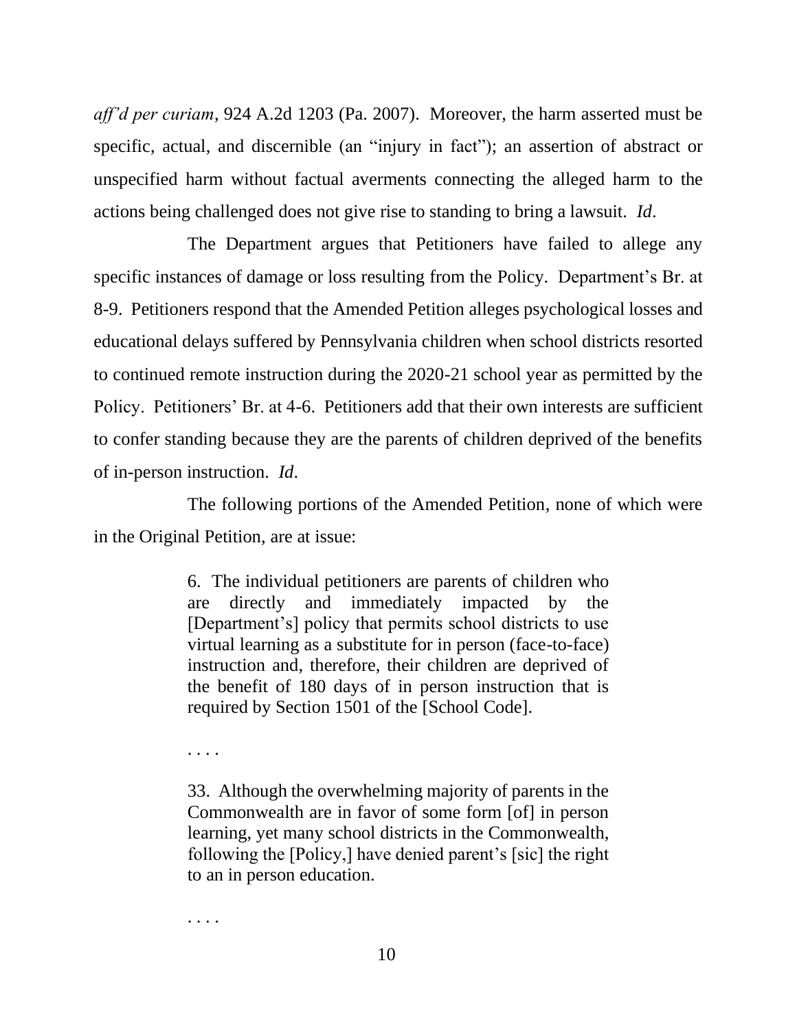*aff'd per curiam*, 924 A.2d 1203 (Pa. 2007). Moreover, the harm asserted must be specific, actual, and discernible (an "injury in fact"); an assertion of abstract or unspecified harm without factual averments connecting the alleged harm to the actions being challenged does not give rise to standing to bring a lawsuit. *Id*.

The Department argues that Petitioners have failed to allege any specific instances of damage or loss resulting from the Policy. Department's Br. at 8-9. Petitioners respond that the Amended Petition alleges psychological losses and educational delays suffered by Pennsylvania children when school districts resorted to continued remote instruction during the 2020-21 school year as permitted by the Policy. Petitioners' Br. at 4-6. Petitioners add that their own interests are sufficient to confer standing because they are the parents of children deprived of the benefits of in-person instruction. *Id*.

The following portions of the Amended Petition, none of which were in the Original Petition, are at issue:

> 6. The individual petitioners are parents of children who are directly and immediately impacted by the [Department's] policy that permits school districts to use virtual learning as a substitute for in person (face-to-face) instruction and, therefore, their children are deprived of the benefit of 180 days of in person instruction that is required by Section 1501 of the [School Code].
>
> . . . .
>
> 33. Although the overwhelming majority of parents in the Commonwealth are in favor of some form [of] in person learning, yet many school districts in the Commonwealth, following the [Policy,] have denied parent's [sic] the right to an in person education.
>
> . . . .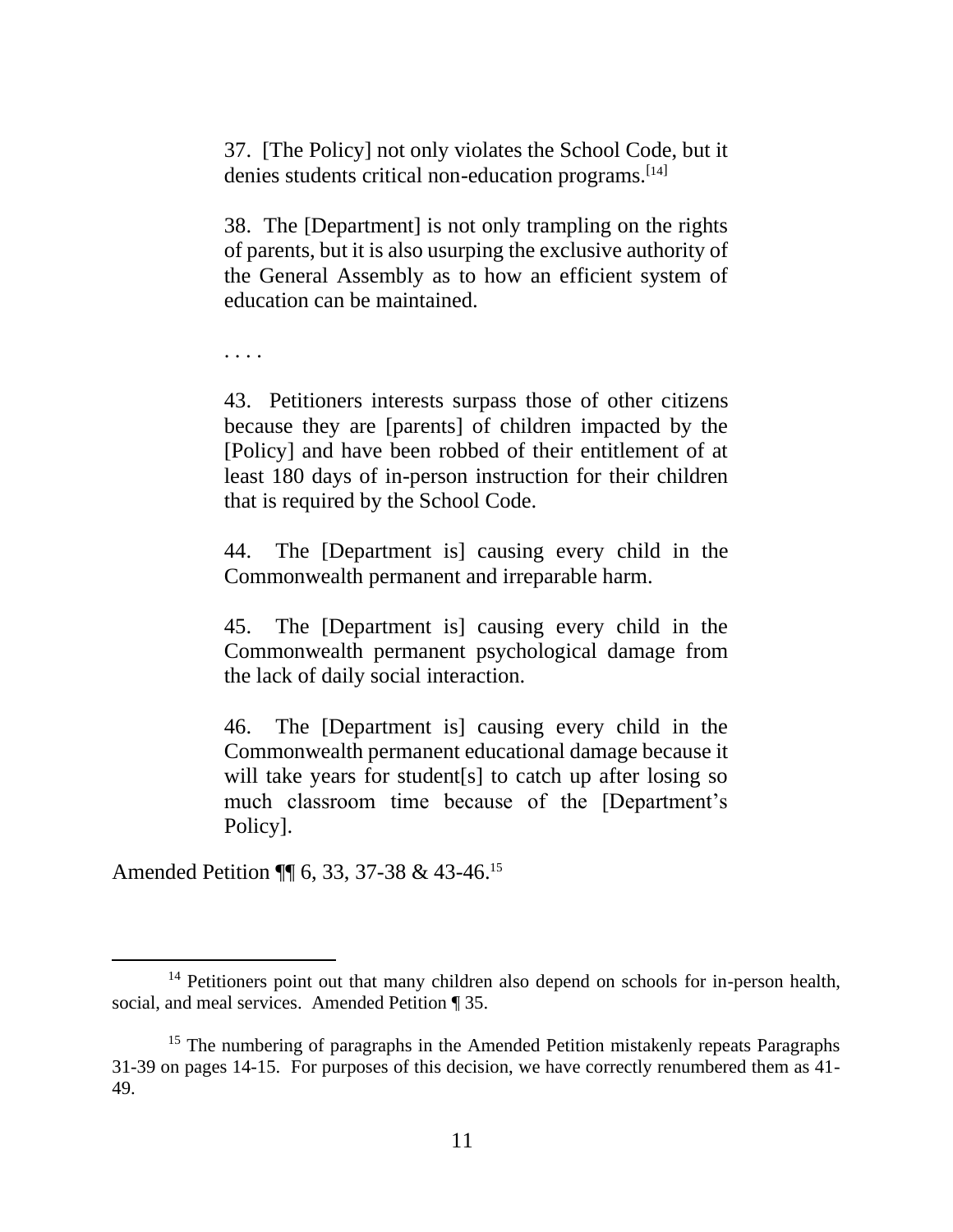> 37. [The Policy] not only violates the School Code, but it denies students critical non-education programs.[14]
>
> 38. The [Department] is not only trampling on the rights of parents, but it is also usurping the exclusive authority of the General Assembly as to how an efficient system of education can be maintained.
>
> . . . .
>
> 43. Petitioners interests surpass those of other citizens because they are [parents] of children impacted by the [Policy] and have been robbed of their entitlement of at least 180 days of in-person instruction for their children that is required by the School Code.
>
> 44. The [Department is] causing every child in the Commonwealth permanent and irreparable harm.
>
> 45. The [Department is] causing every child in the Commonwealth permanent psychological damage from the lack of daily social interaction.
>
> 46. The [Department is] causing every child in the Commonwealth permanent educational damage because it will take years for student[s] to catch up after losing so much classroom time because of the [Department's Policy].

Amended Petition ¶¶ 6, 33, 37-38 & 43-46.[15]

---

[14] Petitioners point out that many children also depend on schools for in-person health, social, and meal services. Amended Petition ¶ 35.

[15] The numbering of paragraphs in the Amended Petition mistakenly repeats Paragraphs 31-39 on pages 14-15. For purposes of this decision, we have correctly renumbered them as 41-49.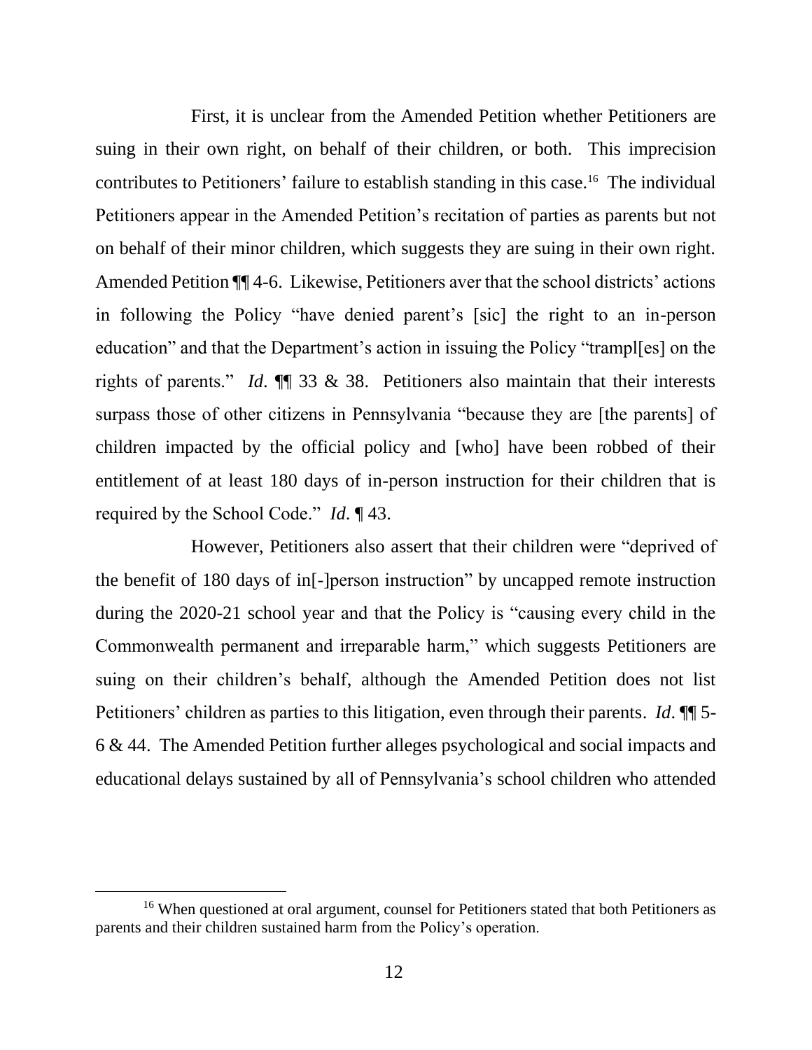First, it is unclear from the Amended Petition whether Petitioners are suing in their own right, on behalf of their children, or both. This imprecision contributes to Petitioners' failure to establish standing in this case.[16] The individual Petitioners appear in the Amended Petition's recitation of parties as parents but not on behalf of their minor children, which suggests they are suing in their own right. Amended Petition ¶¶ 4-6. Likewise, Petitioners aver that the school districts' actions in following the Policy "have denied parent's [sic] the right to an in-person education" and that the Department's action in issuing the Policy "trampl[es] on the rights of parents." *Id.* ¶¶ 33 & 38. Petitioners also maintain that their interests surpass those of other citizens in Pennsylvania "because they are [the parents] of children impacted by the official policy and [who] have been robbed of their entitlement of at least 180 days of in-person instruction for their children that is required by the School Code." *Id.* ¶ 43.

However, Petitioners also assert that their children were "deprived of the benefit of 180 days of in[-]person instruction" by uncapped remote instruction during the 2020-21 school year and that the Policy is "causing every child in the Commonwealth permanent and irreparable harm," which suggests Petitioners are suing on their children's behalf, although the Amended Petition does not list Petitioners' children as parties to this litigation, even through their parents. *Id*. ¶¶ 5-6 & 44. The Amended Petition further alleges psychological and social impacts and educational delays sustained by all of Pennsylvania's school children who attended

---

[16] When questioned at oral argument, counsel for Petitioners stated that both Petitioners as parents and their children sustained harm from the Policy's operation.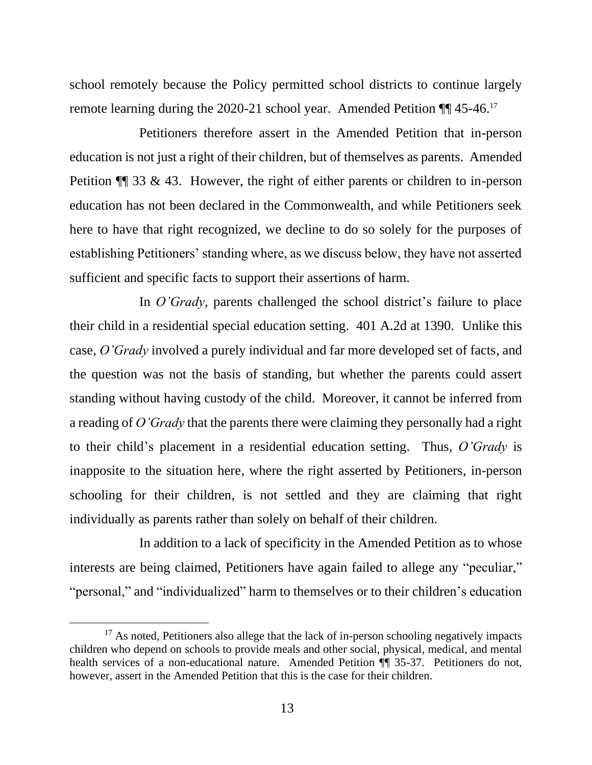school remotely because the Policy permitted school districts to continue largely remote learning during the 2020-21 school year. Amended Petition ¶¶ 45-46.[17]

Petitioners therefore assert in the Amended Petition that in-person education is not just a right of their children, but of themselves as parents. Amended Petition ¶¶ 33 & 43. However, the right of either parents or children to in-person education has not been declared in the Commonwealth, and while Petitioners seek here to have that right recognized, we decline to do so solely for the purposes of establishing Petitioners' standing where, as we discuss below, they have not asserted sufficient and specific facts to support their assertions of harm.

In *O'Grady*, parents challenged the school district's failure to place their child in a residential special education setting. 401 A.2d at 1390. Unlike this case, *O'Grady* involved a purely individual and far more developed set of facts, and the question was not the basis of standing, but whether the parents could assert standing without having custody of the child. Moreover, it cannot be inferred from a reading of *O'Grady* that the parents there were claiming they personally had a right to their child's placement in a residential education setting. Thus, *O'Grady* is inapposite to the situation here, where the right asserted by Petitioners, in-person schooling for their children, is not settled and they are claiming that right individually as parents rather than solely on behalf of their children.

In addition to a lack of specificity in the Amended Petition as to whose interests are being claimed, Petitioners have again failed to allege any "peculiar," "personal," and "individualized" harm to themselves or to their children's education

[17] As noted, Petitioners also allege that the lack of in-person schooling negatively impacts children who depend on schools to provide meals and other social, physical, medical, and mental health services of a non-educational nature. Amended Petition ¶¶ 35-37. Petitioners do not, however, assert in the Amended Petition that this is the case for their children.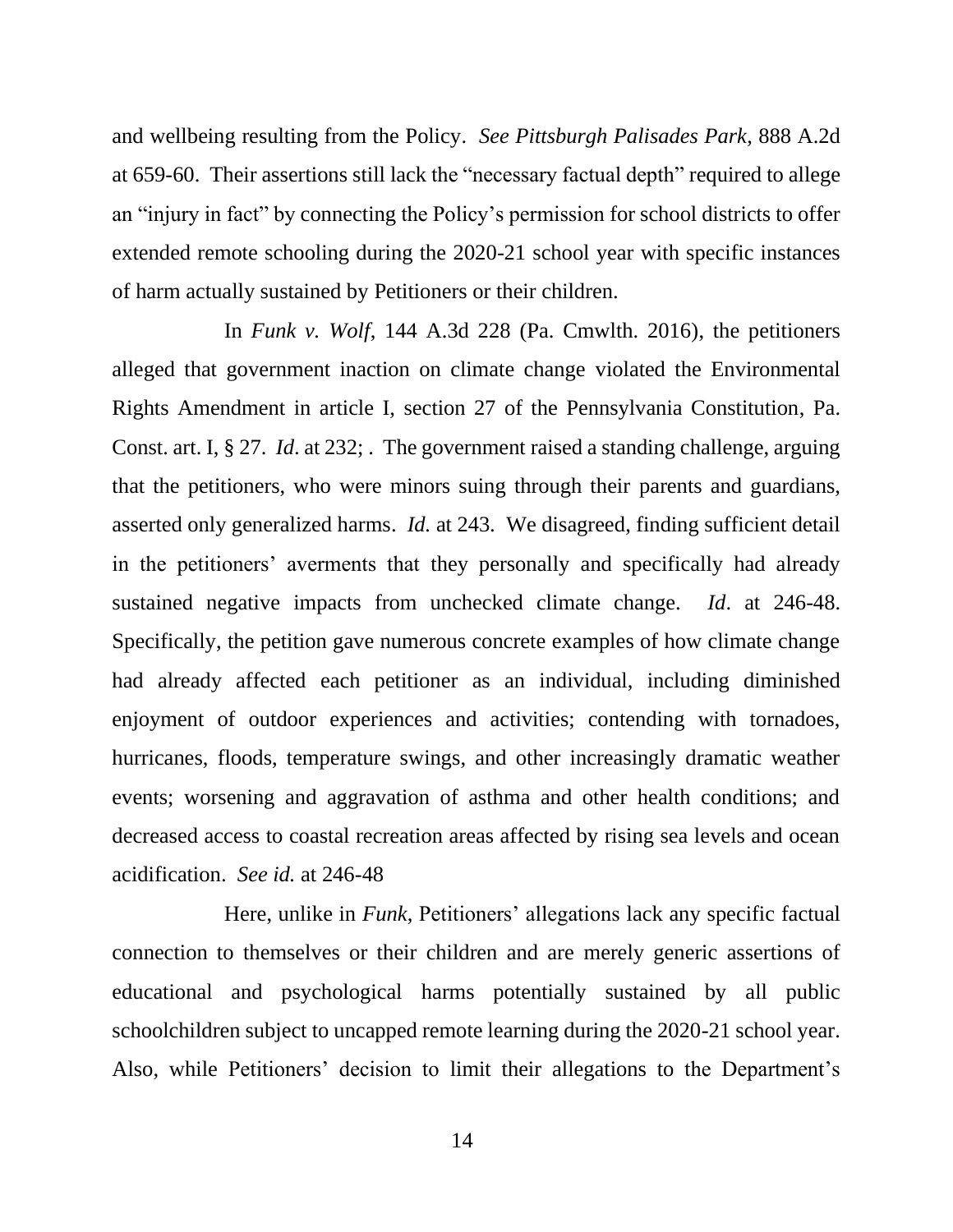and wellbeing resulting from the Policy. *See Pittsburgh Palisades Park*, 888 A.2d at 659-60. Their assertions still lack the "necessary factual depth" required to allege an "injury in fact" by connecting the Policy's permission for school districts to offer extended remote schooling during the 2020-21 school year with specific instances of harm actually sustained by Petitioners or their children.

In *Funk v. Wolf*, 144 A.3d 228 (Pa. Cmwlth. 2016), the petitioners alleged that government inaction on climate change violated the Environmental Rights Amendment in article I, section 27 of the Pennsylvania Constitution, Pa. Const. art. I, § 27. *Id*. at 232; . The government raised a standing challenge, arguing that the petitioners, who were minors suing through their parents and guardians, asserted only generalized harms. *Id.* at 243. We disagreed, finding sufficient detail in the petitioners' averments that they personally and specifically had already sustained negative impacts from unchecked climate change. *Id*. at 246-48. Specifically, the petition gave numerous concrete examples of how climate change had already affected each petitioner as an individual, including diminished enjoyment of outdoor experiences and activities; contending with tornadoes, hurricanes, floods, temperature swings, and other increasingly dramatic weather events; worsening and aggravation of asthma and other health conditions; and decreased access to coastal recreation areas affected by rising sea levels and ocean acidification. *See id.* at 246-48

Here, unlike in *Funk*, Petitioners' allegations lack any specific factual connection to themselves or their children and are merely generic assertions of educational and psychological harms potentially sustained by all public schoolchildren subject to uncapped remote learning during the 2020-21 school year. Also, while Petitioners' decision to limit their allegations to the Department's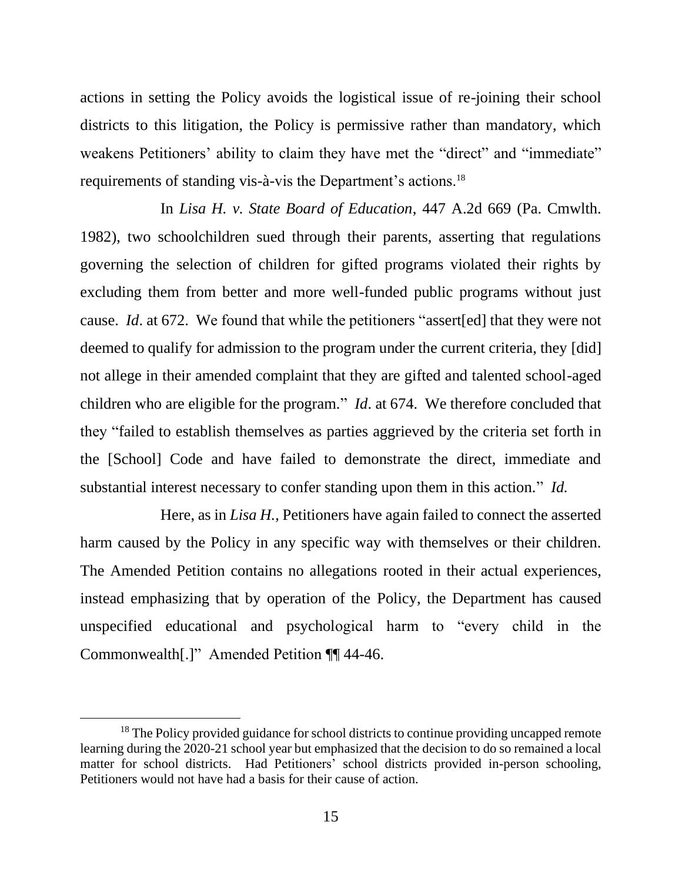actions in setting the Policy avoids the logistical issue of re-joining their school districts to this litigation, the Policy is permissive rather than mandatory, which weakens Petitioners' ability to claim they have met the "direct" and "immediate" requirements of standing vis-à-vis the Department's actions.[18]

In *Lisa H. v. State Board of Education*, 447 A.2d 669 (Pa. Cmwlth. 1982), two schoolchildren sued through their parents, asserting that regulations governing the selection of children for gifted programs violated their rights by excluding them from better and more well-funded public programs without just cause. *Id*. at 672. We found that while the petitioners "assert[ed] that they were not deemed to qualify for admission to the program under the current criteria, they [did] not allege in their amended complaint that they are gifted and talented school-aged children who are eligible for the program." *Id*. at 674. We therefore concluded that they "failed to establish themselves as parties aggrieved by the criteria set forth in the [School] Code and have failed to demonstrate the direct, immediate and substantial interest necessary to confer standing upon them in this action." *Id.*

Here, as in *Lisa H.*, Petitioners have again failed to connect the asserted harm caused by the Policy in any specific way with themselves or their children. The Amended Petition contains no allegations rooted in their actual experiences, instead emphasizing that by operation of the Policy, the Department has caused unspecified educational and psychological harm to "every child in the Commonwealth[.]" Amended Petition ¶¶ 44-46.

---

[18] The Policy provided guidance for school districts to continue providing uncapped remote learning during the 2020-21 school year but emphasized that the decision to do so remained a local matter for school districts. Had Petitioners' school districts provided in-person schooling, Petitioners would not have had a basis for their cause of action.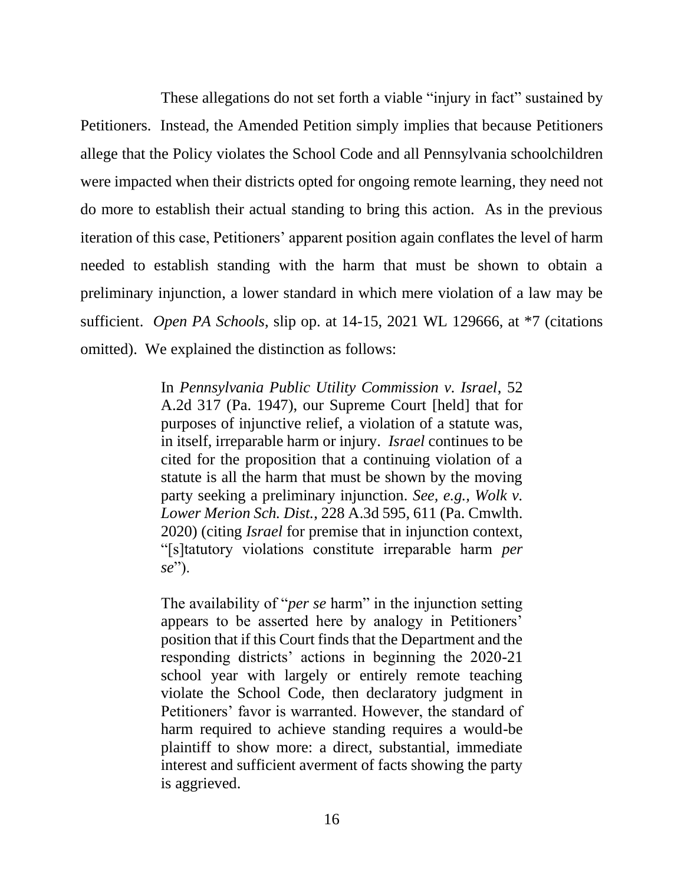These allegations do not set forth a viable "injury in fact" sustained by Petitioners. Instead, the Amended Petition simply implies that because Petitioners allege that the Policy violates the School Code and all Pennsylvania schoolchildren were impacted when their districts opted for ongoing remote learning, they need not do more to establish their actual standing to bring this action. As in the previous iteration of this case, Petitioners' apparent position again conflates the level of harm needed to establish standing with the harm that must be shown to obtain a preliminary injunction, a lower standard in which mere violation of a law may be sufficient. *Open PA Schools*, slip op. at 14-15, 2021 WL 129666, at *7 (citations omitted). We explained the distinction as follows:

> In *Pennsylvania Public Utility Commission v. Israel*, 52 A.2d 317 (Pa. 1947), our Supreme Court [held] that for purposes of injunctive relief, a violation of a statute was, in itself, irreparable harm or injury. *Israel* continues to be cited for the proposition that a continuing violation of a statute is all the harm that must be shown by the moving party seeking a preliminary injunction. *See, e.g., Wolk v. Lower Merion Sch. Dist.*, 228 A.3d 595, 611 (Pa. Cmwlth. 2020) (citing *Israel* for premise that in injunction context, "[s]tatutory violations constitute irreparable harm *per se*").
>
> The availability of "*per se* harm" in the injunction setting appears to be asserted here by analogy in Petitioners' position that if this Court finds that the Department and the responding districts' actions in beginning the 2020-21 school year with largely or entirely remote teaching violate the School Code, then declaratory judgment in Petitioners' favor is warranted. However, the standard of harm required to achieve standing requires a would-be plaintiff to show more: a direct, substantial, immediate interest and sufficient averment of facts showing the party is aggrieved.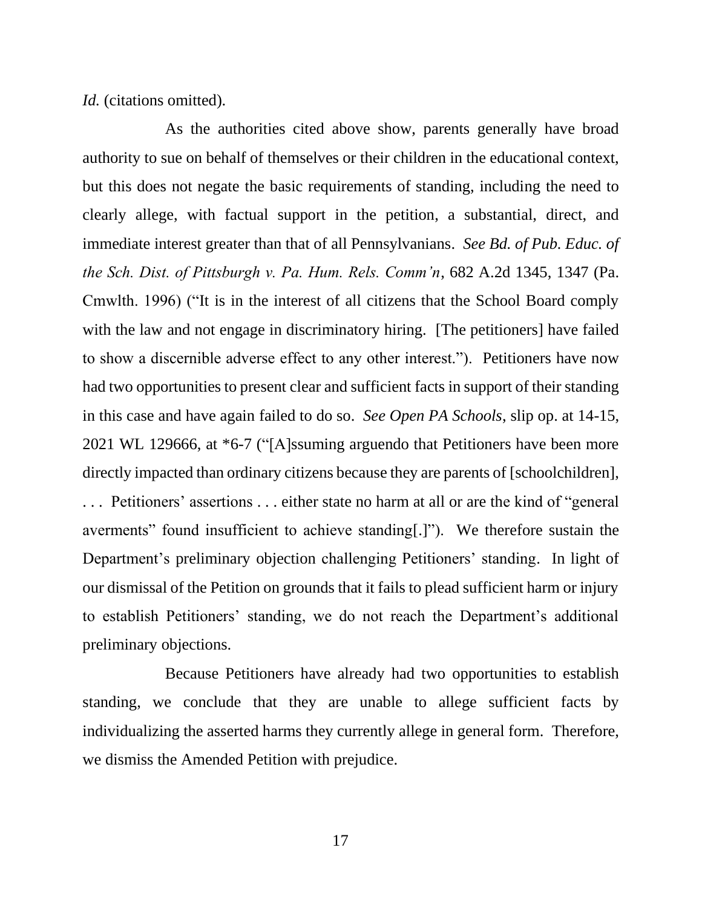*Id.* (citations omitted).

As the authorities cited above show, parents generally have broad authority to sue on behalf of themselves or their children in the educational context, but this does not negate the basic requirements of standing, including the need to clearly allege, with factual support in the petition, a substantial, direct, and immediate interest greater than that of all Pennsylvanians. *See Bd. of Pub. Educ. of the Sch. Dist. of Pittsburgh v. Pa. Hum. Rels. Comm'n*, 682 A.2d 1345, 1347 (Pa. Cmwlth. 1996) ("It is in the interest of all citizens that the School Board comply with the law and not engage in discriminatory hiring. [The petitioners] have failed to show a discernible adverse effect to any other interest."). Petitioners have now had two opportunities to present clear and sufficient facts in support of their standing in this case and have again failed to do so. *See Open PA Schools*, slip op. at 14-15, 2021 WL 129666, at *6-7 ("[A]ssuming arguendo that Petitioners have been more directly impacted than ordinary citizens because they are parents of [schoolchildren], . . . Petitioners' assertions . . . either state no harm at all or are the kind of "general averments" found insufficient to achieve standing[.]"). We therefore sustain the Department's preliminary objection challenging Petitioners' standing. In light of our dismissal of the Petition on grounds that it fails to plead sufficient harm or injury to establish Petitioners' standing, we do not reach the Department's additional preliminary objections.

Because Petitioners have already had two opportunities to establish standing, we conclude that they are unable to allege sufficient facts by individualizing the asserted harms they currently allege in general form. Therefore, we dismiss the Amended Petition with prejudice.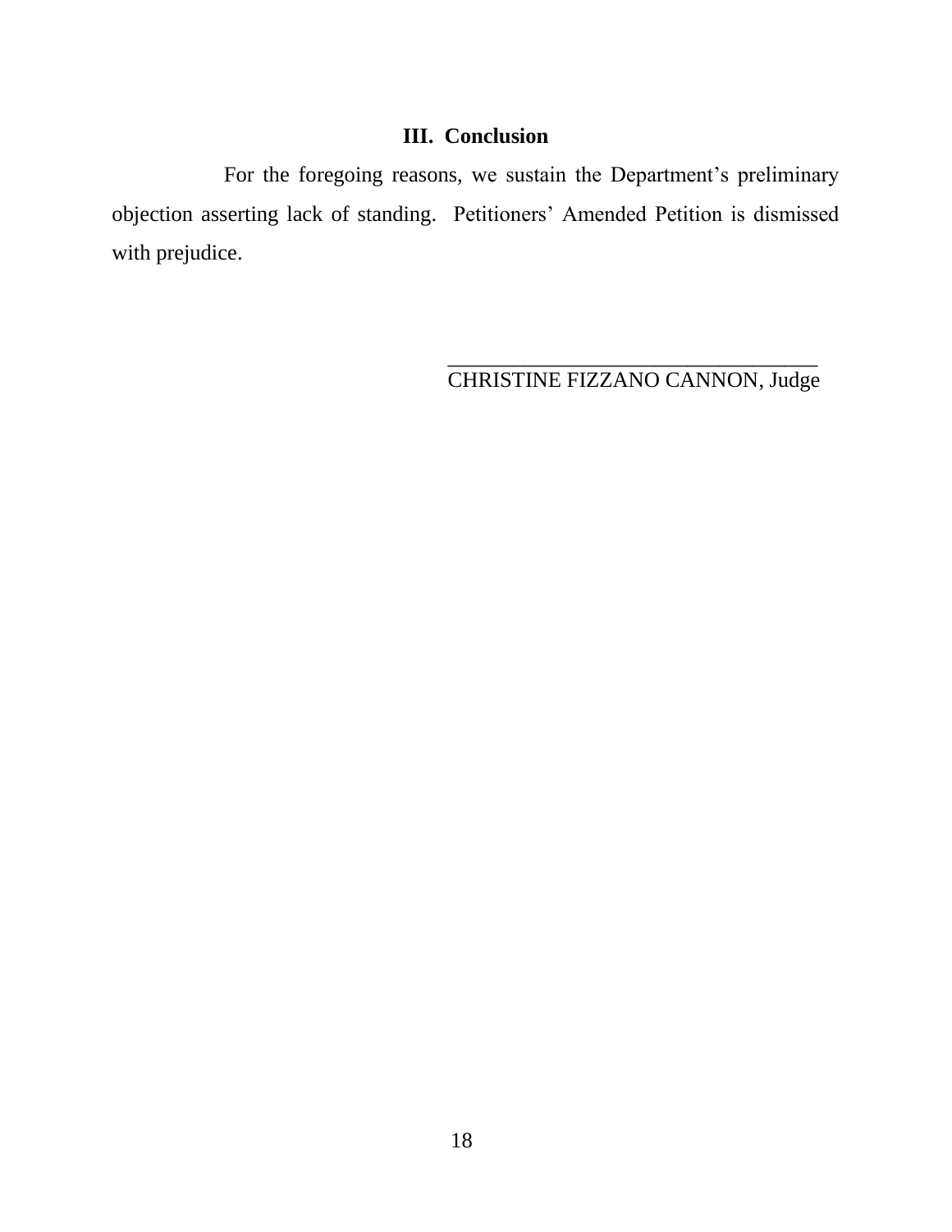## III. Conclusion

For the foregoing reasons, we sustain the Department's preliminary objection asserting lack of standing. Petitioners' Amended Petition is dismissed with prejudice.

__________________________________
CHRISTINE FIZZANO CANNON, Judge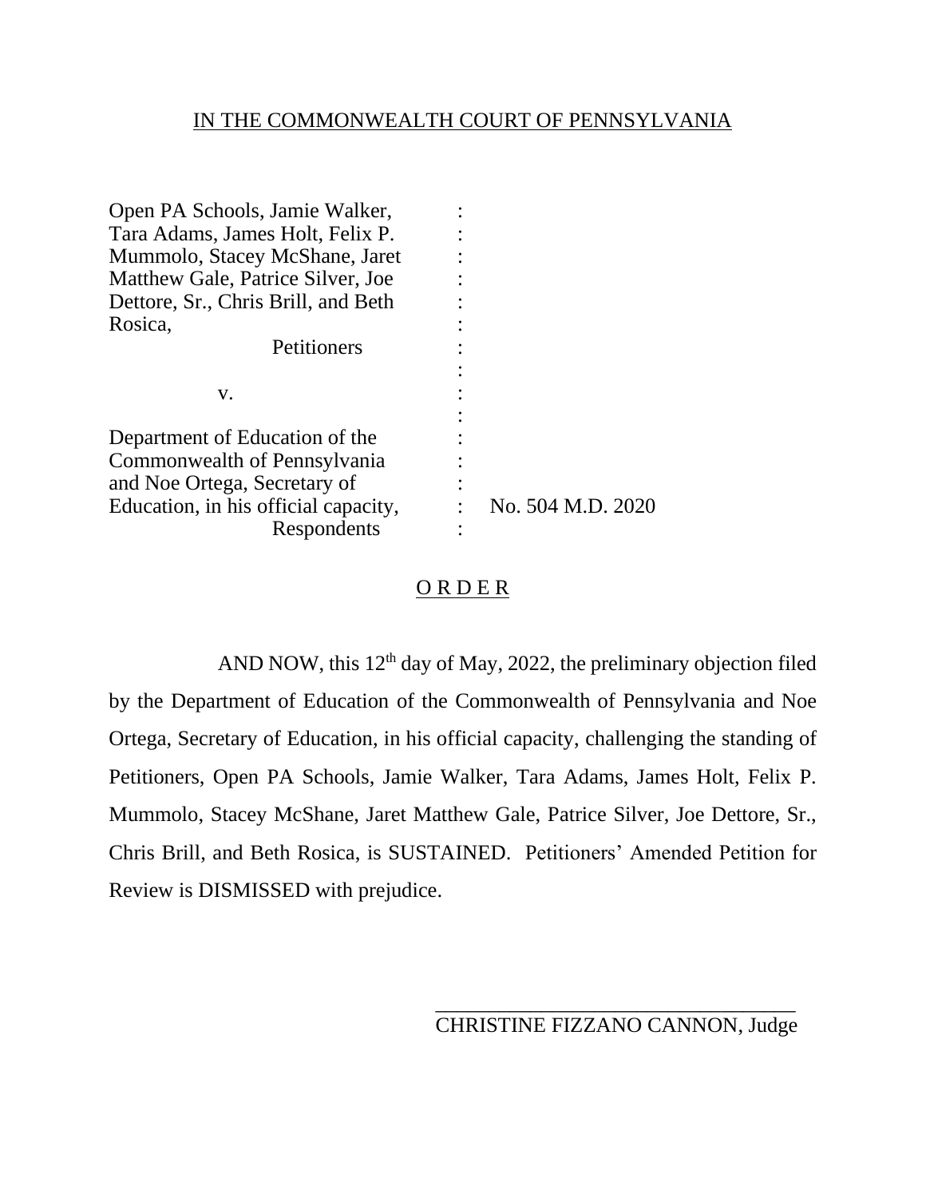IN THE COMMONWEALTH COURT OF PENNSYLVANIA

| | | |
|---|---|---|
| Open PA Schools, Jamie Walker, Tara Adams, James Holt, Felix P. Mummolo, Stacey McShane, Jaret Matthew Gale, Patrice Silver, Joe Dettore, Sr., Chris Brill, and Beth Rosica, Petitioners | : | |
| v. | : | |
| Department of Education of the Commonwealth of Pennsylvania and Noe Ortega, Secretary of Education, in his official capacity, Respondents | : | No. 504 M.D. 2020 |

## O R D E R

AND NOW, this 12th day of May, 2022, the preliminary objection filed by the Department of Education of the Commonwealth of Pennsylvania and Noe Ortega, Secretary of Education, in his official capacity, challenging the standing of Petitioners, Open PA Schools, Jamie Walker, Tara Adams, James Holt, Felix P. Mummolo, Stacey McShane, Jaret Matthew Gale, Patrice Silver, Joe Dettore, Sr., Chris Brill, and Beth Rosica, is SUSTAINED. Petitioners' Amended Petition for Review is DISMISSED with prejudice.

\_\_\_\_\_\_\_\_\_\_\_\_\_\_\_\_\_\_\_\_\_\_\_\_\_\_\_\_\_\_\_\_\_\_

CHRISTINE FIZZANO CANNON, Judge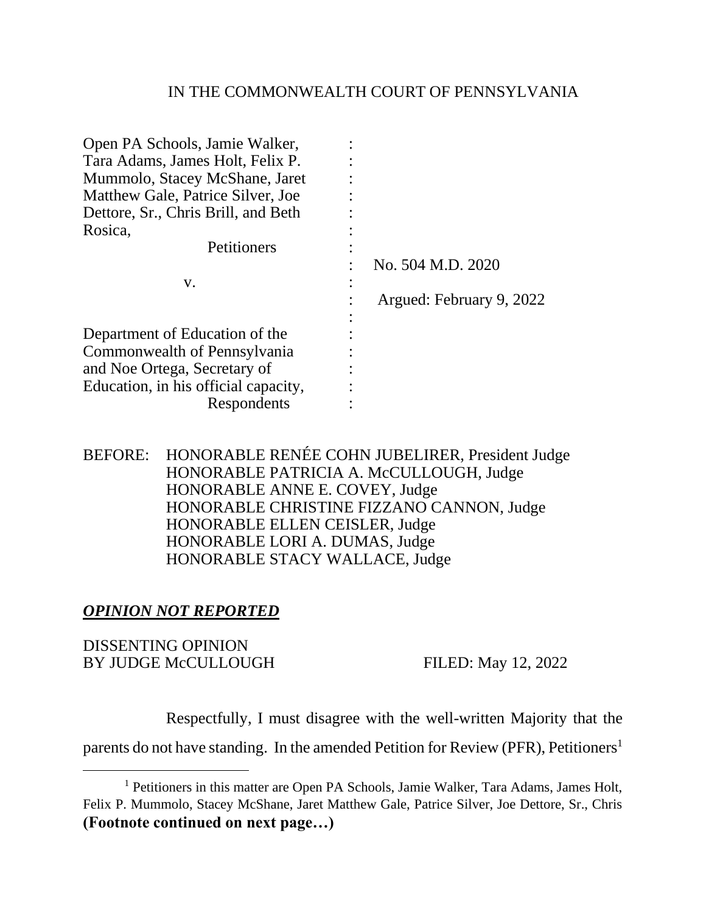IN THE COMMONWEALTH COURT OF PENNSYLVANIA

| | | |
|---|---|---|
| Open PA Schools, Jamie Walker, Tara Adams, James Holt, Felix P. Mummolo, Stacey McShane, Jaret Matthew Gale, Patrice Silver, Joe Dettore, Sr., Chris Brill, and Beth Rosica, Petitioners | : | |
| | : | No. 504 M.D. 2020 |
| v. | : | |
| | : | Argued: February 9, 2022 |
| Department of Education of the Commonwealth of Pennsylvania and Noe Ortega, Secretary of Education, in his official capacity, Respondents | : | |

BEFORE: HONORABLE RENÉE COHN JUBELIRER, President Judge
HONORABLE PATRICIA A. McCULLOUGH, Judge
HONORABLE ANNE E. COVEY, Judge
HONORABLE CHRISTINE FIZZANO CANNON, Judge
HONORABLE ELLEN CEISLER, Judge
HONORABLE LORI A. DUMAS, Judge
HONORABLE STACY WALLACE, Judge

***OPINION NOT REPORTED***

DISSENTING OPINION
BY JUDGE McCULLOUGH FILED: May 12, 2022

Respectfully, I must disagree with the well-written Majority that the parents do not have standing. In the amended Petition for Review (PFR), Petitioners[1]

[1] Petitioners in this matter are Open PA Schools, Jamie Walker, Tara Adams, James Holt, Felix P. Mummolo, Stacey McShane, Jaret Matthew Gale, Patrice Silver, Joe Dettore, Sr., Chris **(Footnote continued on next page…)**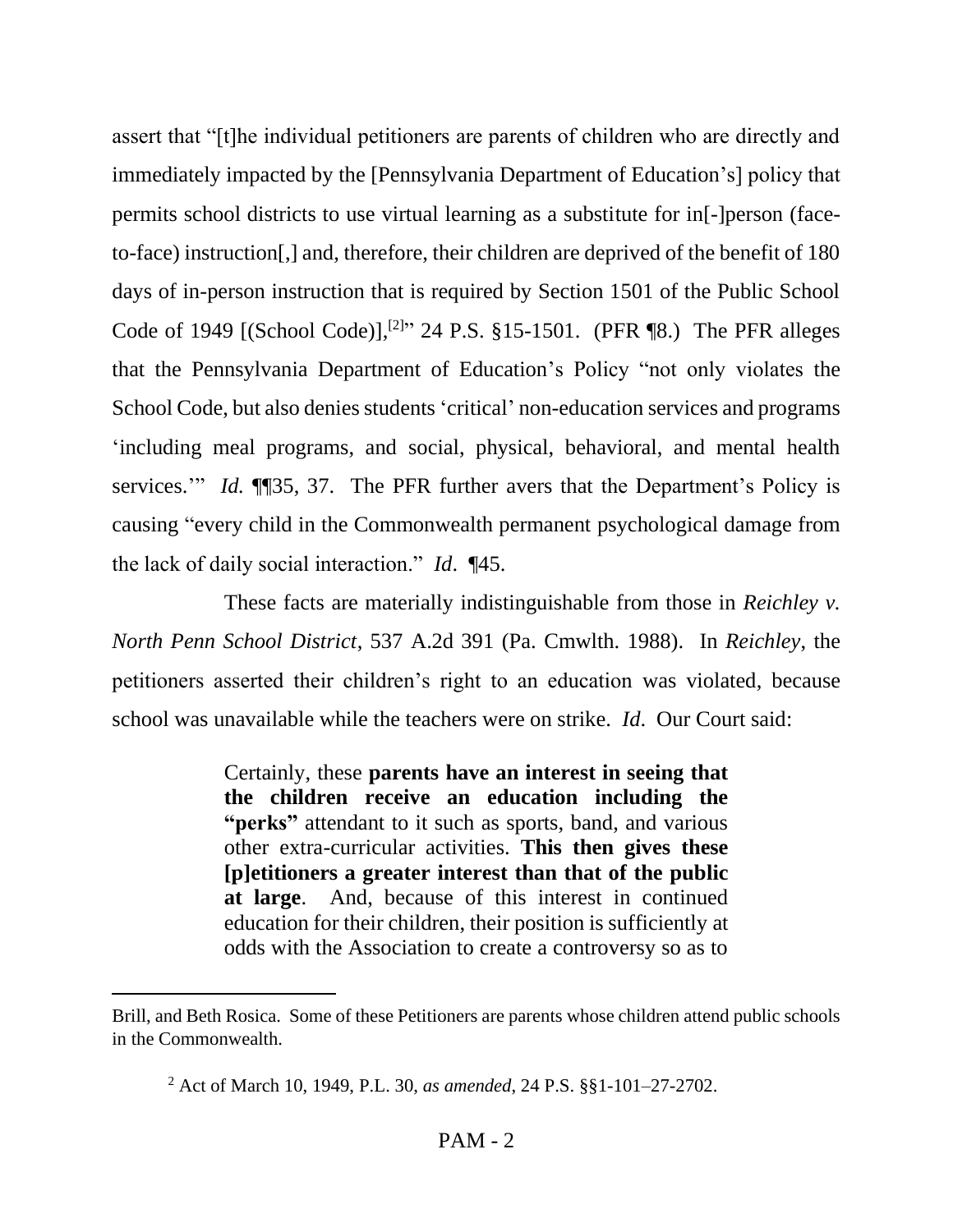assert that "[t]he individual petitioners are parents of children who are directly and immediately impacted by the [Pennsylvania Department of Education's] policy that permits school districts to use virtual learning as a substitute for in[-]person (face-to-face) instruction[,] and, therefore, their children are deprived of the benefit of 180 days of in-person instruction that is required by Section 1501 of the Public School Code of 1949 [(School Code)],[2]" 24 P.S. §15-1501. (PFR ¶8.) The PFR alleges that the Pennsylvania Department of Education's Policy "not only violates the School Code, but also denies students 'critical' non-education services and programs 'including meal programs, and social, physical, behavioral, and mental health services.'" *Id.* ¶¶35, 37. The PFR further avers that the Department's Policy is causing "every child in the Commonwealth permanent psychological damage from the lack of daily social interaction." *Id*. ¶45.

These facts are materially indistinguishable from those in *Reichley v. North Penn School District*, 537 A.2d 391 (Pa. Cmwlth. 1988). In *Reichley*, the petitioners asserted their children's right to an education was violated, because school was unavailable while the teachers were on strike. *Id*. Our Court said:

> Certainly, these **parents have an interest in seeing that the children receive an education including the "perks"** attendant to it such as sports, band, and various other extra-curricular activities. **This then gives these [p]etitioners a greater interest than that of the public at large**. And, because of this interest in continued education for their children, their position is sufficiently at odds with the Association to create a controversy so as to

---

Brill, and Beth Rosica. Some of these Petitioners are parents whose children attend public schools in the Commonwealth.

[2] Act of March 10, 1949, P.L. 30, *as amended*, 24 P.S. §§1-101–27-2702.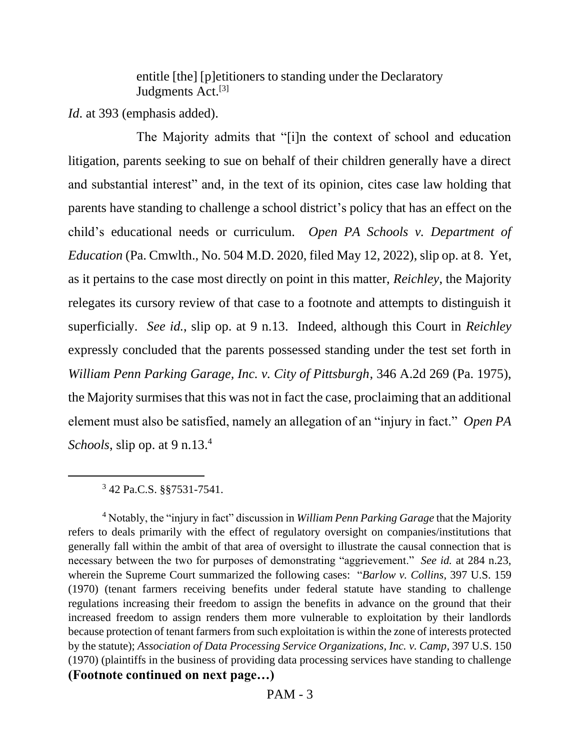> entitle [the] [p]etitioners to standing under the Declaratory Judgments Act.[3]

*Id*. at 393 (emphasis added).

The Majority admits that "[i]n the context of school and education litigation, parents seeking to sue on behalf of their children generally have a direct and substantial interest" and, in the text of its opinion, cites case law holding that parents have standing to challenge a school district's policy that has an effect on the child's educational needs or curriculum. *Open PA Schools v. Department of Education* (Pa. Cmwlth., No. 504 M.D. 2020, filed May 12, 2022), slip op. at 8. Yet, as it pertains to the case most directly on point in this matter, *Reichley*, the Majority relegates its cursory review of that case to a footnote and attempts to distinguish it superficially. *See id.*, slip op. at 9 n.13. Indeed, although this Court in *Reichley* expressly concluded that the parents possessed standing under the test set forth in *William Penn Parking Garage, Inc. v. City of Pittsburgh*, 346 A.2d 269 (Pa. 1975), the Majority surmises that this was not in fact the case, proclaiming that an additional element must also be satisfied, namely an allegation of an "injury in fact." *Open PA Schools*, slip op. at 9 n.13.[4]

---

[3] 42 Pa.C.S. §§7531-7541.

[4] Notably, the "injury in fact" discussion in *William Penn Parking Garage* that the Majority refers to deals primarily with the effect of regulatory oversight on companies/institutions that generally fall within the ambit of that area of oversight to illustrate the causal connection that is necessary between the two for purposes of demonstrating "aggrievement." *See id.* at 284 n.23, wherein the Supreme Court summarized the following cases: "*Barlow v. Collins*, 397 U.S. 159 (1970) (tenant farmers receiving benefits under federal statute have standing to challenge regulations increasing their freedom to assign the benefits in advance on the ground that their increased freedom to assign renders them more vulnerable to exploitation by their landlords because protection of tenant farmers from such exploitation is within the zone of interests protected by the statute); *Association of Data Processing Service Organizations, Inc. v. Camp*, 397 U.S. 150 (1970) (plaintiffs in the business of providing data processing services have standing to challenge

**(Footnote continued on next page…)**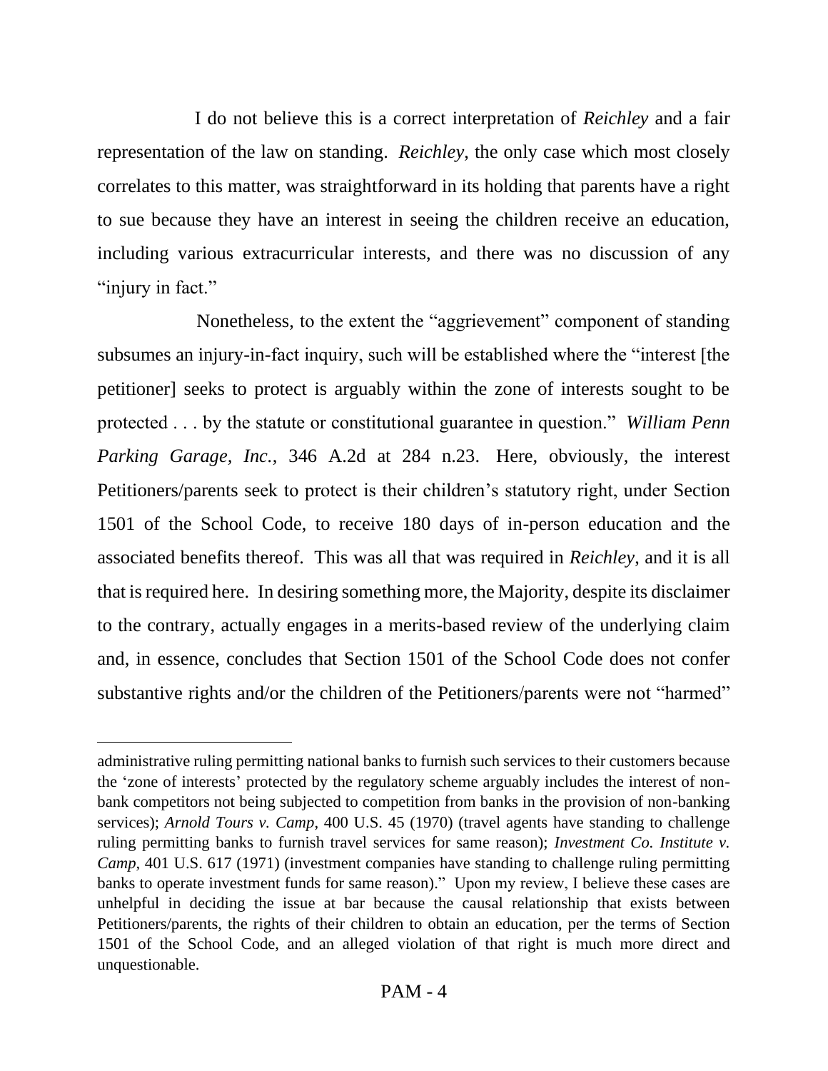I do not believe this is a correct interpretation of *Reichley* and a fair representation of the law on standing. *Reichley*, the only case which most closely correlates to this matter, was straightforward in its holding that parents have a right to sue because they have an interest in seeing the children receive an education, including various extracurricular interests, and there was no discussion of any "injury in fact."

Nonetheless, to the extent the "aggrievement" component of standing subsumes an injury-in-fact inquiry, such will be established where the "interest [the petitioner] seeks to protect is arguably within the zone of interests sought to be protected . . . by the statute or constitutional guarantee in question." *William Penn Parking Garage, Inc.*, 346 A.2d at 284 n.23. Here, obviously, the interest Petitioners/parents seek to protect is their children's statutory right, under Section 1501 of the School Code, to receive 180 days of in-person education and the associated benefits thereof. This was all that was required in *Reichley*, and it is all that is required here. In desiring something more, the Majority, despite its disclaimer to the contrary, actually engages in a merits-based review of the underlying claim and, in essence, concludes that Section 1501 of the School Code does not confer substantive rights and/or the children of the Petitioners/parents were not "harmed"

---

administrative ruling permitting national banks to furnish such services to their customers because the 'zone of interests' protected by the regulatory scheme arguably includes the interest of non-bank competitors not being subjected to competition from banks in the provision of non-banking services); *Arnold Tours v. Camp*, 400 U.S. 45 (1970) (travel agents have standing to challenge ruling permitting banks to furnish travel services for same reason); *Investment Co. Institute v. Camp*, 401 U.S. 617 (1971) (investment companies have standing to challenge ruling permitting banks to operate investment funds for same reason)." Upon my review, I believe these cases are unhelpful in deciding the issue at bar because the causal relationship that exists between Petitioners/parents, the rights of their children to obtain an education, per the terms of Section 1501 of the School Code, and an alleged violation of that right is much more direct and unquestionable.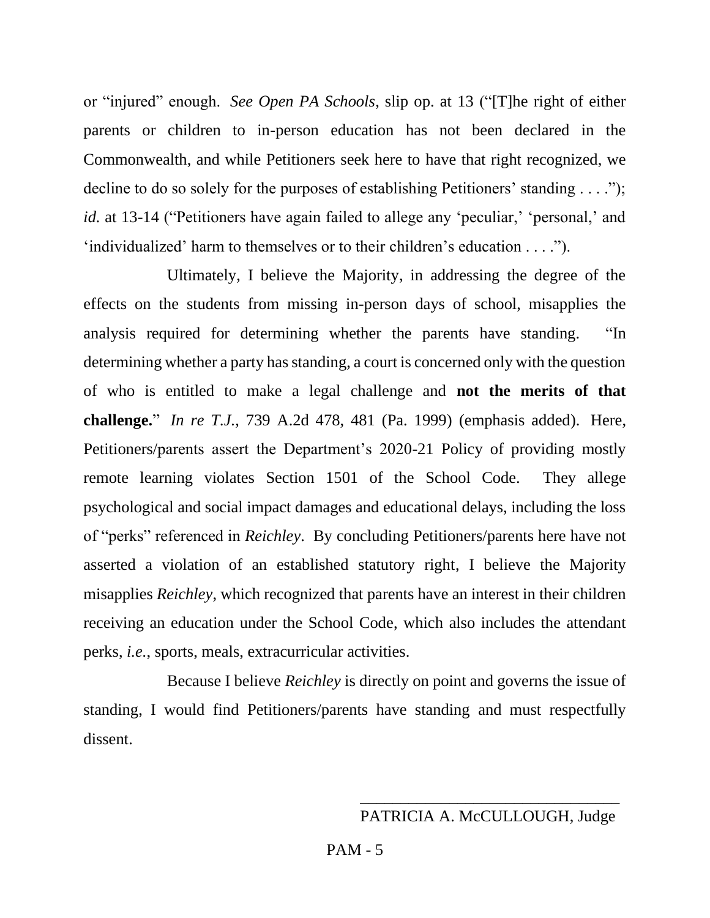or "injured" enough. *See Open PA Schools*, slip op. at 13 ("[T]he right of either parents or children to in-person education has not been declared in the Commonwealth, and while Petitioners seek here to have that right recognized, we decline to do so solely for the purposes of establishing Petitioners' standing . . . ."); *id.* at 13-14 ("Petitioners have again failed to allege any 'peculiar,' 'personal,' and 'individualized' harm to themselves or to their children's education . . . .").

Ultimately, I believe the Majority, in addressing the degree of the effects on the students from missing in-person days of school, misapplies the analysis required for determining whether the parents have standing. "In determining whether a party has standing, a court is concerned only with the question of who is entitled to make a legal challenge and **not the merits of that challenge.**" *In re T.J.*, 739 A.2d 478, 481 (Pa. 1999) (emphasis added). Here, Petitioners/parents assert the Department's 2020-21 Policy of providing mostly remote learning violates Section 1501 of the School Code. They allege psychological and social impact damages and educational delays, including the loss of "perks" referenced in *Reichley*. By concluding Petitioners/parents here have not asserted a violation of an established statutory right, I believe the Majority misapplies *Reichley*, which recognized that parents have an interest in their children receiving an education under the School Code, which also includes the attendant perks, *i.e.*, sports, meals, extracurricular activities.

Because I believe *Reichley* is directly on point and governs the issue of standing, I would find Petitioners/parents have standing and must respectfully dissent.

\_\_\_\_\_\_\_\_\_\_\_\_\_\_\_\_\_\_\_\_\_\_\_\_\_\_\_\_\_\_\_\_

PATRICIA A. McCULLOUGH, Judge